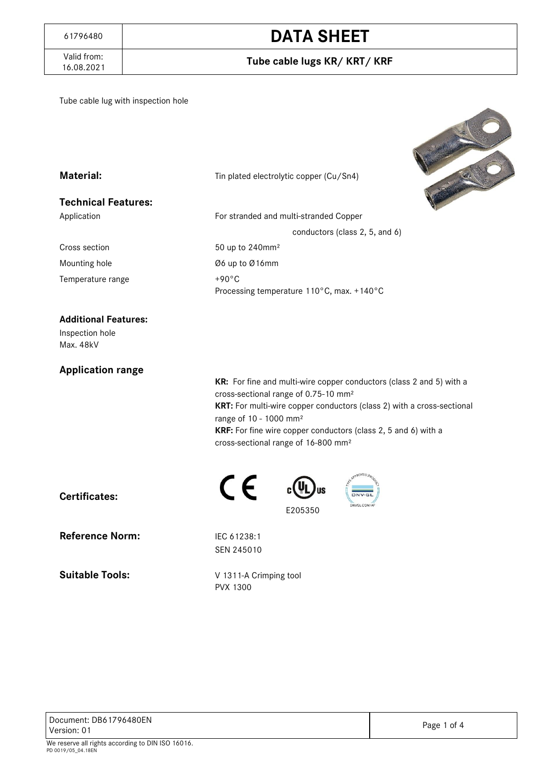| 61796480 | **DATA SHEET** |
| --- | --- |
| Valid from: 16.08.2021 | **Tube cable lugs KR/ KRT/ KRF** |

Tube cable lug with inspection hole

**Material:** Tin plated electrolytic copper (Cu/Sn4)

**Technical Features:**

| | |
| --- | --- |
| Application | For stranded and multi-stranded Copper conductors (class 2, 5, and 6) |
| Cross section | 50 up to 240mm² |
| Mounting hole | Ø6 up to Ø16mm |
| Temperature range | +90°C<br>Processing temperature 110°C, max. +140°C |

**Additional Features:**

Inspection hole
Max. 48kV

**Application range**

**KR:** For fine and multi-wire copper conductors (class 2 and 5) with a cross-sectional range of 0.75-10 mm²
**KRT:** For multi-wire copper conductors (class 2) with a cross-sectional range of 10 - 1000 mm²
**KRF:** For fine wire copper conductors (class 2, 5 and 6) with a cross-sectional range of 16-800 mm²

**Certificates:** CE, cULus E205350, DNV·GL

**Reference Norm:** IEC 61238:1
SEN 245010

**Suitable Tools:** V 1311-A Crimping tool
PVX 1300

Document: DB61796480EN
Version: 01

We reserve all rights according to DIN ISO 16016.
PD 0019/05_04.18EN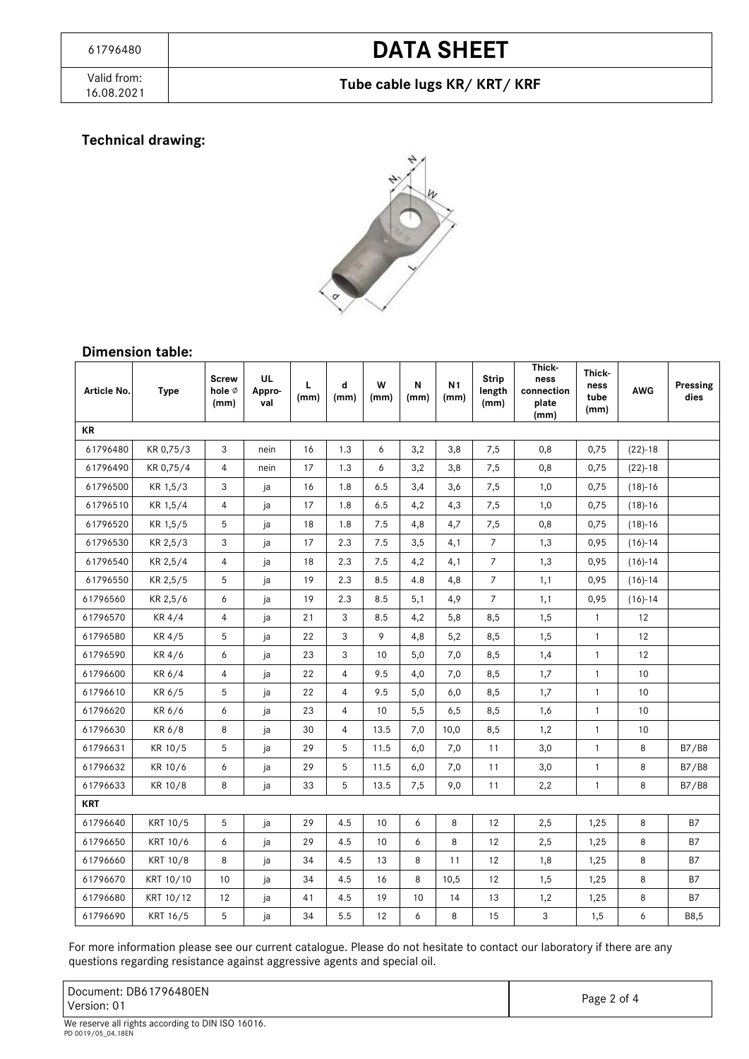# DATA SHEET

61796480

Valid from: 16.08.2021

## Tube cable lugs KR/ KRT/ KRF

### Technical drawing:

### Dimension table:

| Article No. | Type | Screw hole ∅ (mm) | UL Appro-val | L (mm) | d (mm) | W (mm) | N (mm) | N1 (mm) | Strip length (mm) | Thick-ness connection plate (mm) | Thick-ness tube (mm) | AWG | Pressing dies |
|---|---|---|---|---|---|---|---|---|---|---|---|---|---|
| **KR** | | | | | | | | | | | | | |
| 61796480 | KR 0,75/3 | 3 | nein | 16 | 1.3 | 6 | 3,2 | 3,8 | 7,5 | 0,8 | 0,75 | (22)-18 | |
| 61796490 | KR 0,75/4 | 4 | nein | 17 | 1.3 | 6 | 3,2 | 3,8 | 7,5 | 0,8 | 0,75 | (22)-18 | |
| 61796500 | KR 1,5/3 | 3 | ja | 16 | 1.8 | 6.5 | 3,4 | 3,6 | 7,5 | 1,0 | 0,75 | (18)-16 | |
| 61796510 | KR 1,5/4 | 4 | ja | 17 | 1.8 | 6.5 | 4,2 | 4,3 | 7,5 | 1,0 | 0,75 | (18)-16 | |
| 61796520 | KR 1,5/5 | 5 | ja | 18 | 1.8 | 7.5 | 4,8 | 4,7 | 7,5 | 0,8 | 0,75 | (18)-16 | |
| 61796530 | KR 2,5/3 | 3 | ja | 17 | 2.3 | 7.5 | 3,5 | 4,1 | 7 | 1,3 | 0,95 | (16)-14 | |
| 61796540 | KR 2,5/4 | 4 | ja | 18 | 2.3 | 7.5 | 4,2 | 4,1 | 7 | 1,3 | 0,95 | (16)-14 | |
| 61796550 | KR 2,5/5 | 5 | ja | 19 | 2.3 | 8.5 | 4.8 | 4,8 | 7 | 1,1 | 0,95 | (16)-14 | |
| 61796560 | KR 2,5/6 | 6 | ja | 19 | 2.3 | 8.5 | 5,1 | 4,9 | 7 | 1,1 | 0,95 | (16)-14 | |
| 61796570 | KR 4/4 | 4 | ja | 21 | 3 | 8.5 | 4,2 | 5,8 | 8,5 | 1,5 | 1 | 12 | |
| 61796580 | KR 4/5 | 5 | ja | 22 | 3 | 9 | 4,8 | 5,2 | 8,5 | 1,5 | 1 | 12 | |
| 61796590 | KR 4/6 | 6 | ja | 23 | 3 | 10 | 5,0 | 7,0 | 8,5 | 1,4 | 1 | 12 | |
| 61796600 | KR 6/4 | 4 | ja | 22 | 4 | 9.5 | 4,0 | 7,0 | 8,5 | 1,7 | 1 | 10 | |
| 61796610 | KR 6/5 | 5 | ja | 22 | 4 | 9.5 | 5,0 | 6,0 | 8,5 | 1,7 | 1 | 10 | |
| 61796620 | KR 6/6 | 6 | ja | 23 | 4 | 10 | 5,5 | 6,5 | 8,5 | 1,6 | 1 | 10 | |
| 61796630 | KR 6/8 | 8 | ja | 30 | 4 | 13.5 | 7,0 | 10,0 | 8,5 | 1,2 | 1 | 10 | |
| 61796631 | KR 10/5 | 5 | ja | 29 | 5 | 11.5 | 6,0 | 7,0 | 11 | 3,0 | 1 | 8 | B7/B8 |
| 61796632 | KR 10/6 | 6 | ja | 29 | 5 | 11.5 | 6,0 | 7,0 | 11 | 3,0 | 1 | 8 | B7/B8 |
| 61796633 | KR 10/8 | 8 | ja | 33 | 5 | 13.5 | 7,5 | 9,0 | 11 | 2,2 | 1 | 8 | B7/B8 |
| **KRT** | | | | | | | | | | | | | |
| 61796640 | KRT 10/5 | 5 | ja | 29 | 4.5 | 10 | 6 | 8 | 12 | 2,5 | 1,25 | 8 | B7 |
| 61796650 | KRT 10/6 | 6 | ja | 29 | 4.5 | 10 | 6 | 8 | 12 | 2,5 | 1,25 | 8 | B7 |
| 61796660 | KRT 10/8 | 8 | ja | 34 | 4.5 | 13 | 8 | 11 | 12 | 1,8 | 1,25 | 8 | B7 |
| 61796670 | KRT 10/10 | 10 | ja | 34 | 4.5 | 16 | 8 | 10,5 | 12 | 1,5 | 1,25 | 8 | B7 |
| 61796680 | KRT 10/12 | 12 | ja | 41 | 4.5 | 19 | 10 | 14 | 13 | 1,2 | 1,25 | 8 | B7 |
| 61796690 | KRT 16/5 | 5 | ja | 34 | 5.5 | 12 | 6 | 8 | 15 | 3 | 1,5 | 6 | B8,5 |

For more information please see our current catalogue. Please do not hesitate to contact our laboratory if there are any questions regarding resistance against aggressive agents and special oil.

Document: DB61796480EN
Version: 01

We reserve all rights according to DIN ISO 16016.
PD 0019/05_04.18EN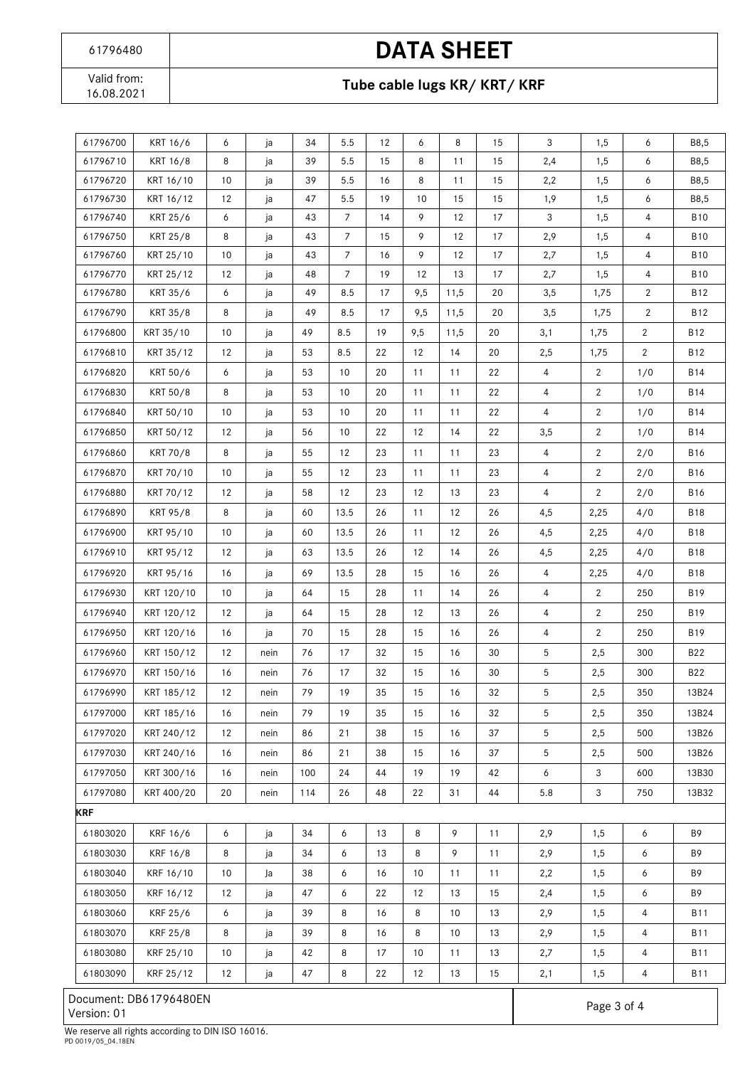| | | | | | | | | | | | | | |
|---|---|---|---|---|---|---|---|---|---|---|---|---|---|
| 61796700 | KRT 16/6 | 6 | ja | 34 | 5.5 | 12 | 6 | 8 | 15 | 3 | 1,5 | 6 | B8,5 |
| 61796710 | KRT 16/8 | 8 | ja | 39 | 5.5 | 15 | 8 | 11 | 15 | 2,4 | 1,5 | 6 | B8,5 |
| 61796720 | KRT 16/10 | 10 | ja | 39 | 5.5 | 16 | 8 | 11 | 15 | 2,2 | 1,5 | 6 | B8,5 |
| 61796730 | KRT 16/12 | 12 | ja | 47 | 5.5 | 19 | 10 | 15 | 15 | 1,9 | 1,5 | 6 | B8,5 |
| 61796740 | KRT 25/6 | 6 | ja | 43 | 7 | 14 | 9 | 12 | 17 | 3 | 1,5 | 4 | B10 |
| 61796750 | KRT 25/8 | 8 | ja | 43 | 7 | 15 | 9 | 12 | 17 | 2,9 | 1,5 | 4 | B10 |
| 61796760 | KRT 25/10 | 10 | ja | 43 | 7 | 16 | 9 | 12 | 17 | 2,7 | 1,5 | 4 | B10 |
| 61796770 | KRT 25/12 | 12 | ja | 48 | 7 | 19 | 12 | 13 | 17 | 2,7 | 1,5 | 4 | B10 |
| 61796780 | KRT 35/6 | 6 | ja | 49 | 8.5 | 17 | 9,5 | 11,5 | 20 | 3,5 | 1,75 | 2 | B12 |
| 61796790 | KRT 35/8 | 8 | ja | 49 | 8.5 | 17 | 9,5 | 11,5 | 20 | 3,5 | 1,75 | 2 | B12 |
| 61796800 | KRT 35/10 | 10 | ja | 49 | 8.5 | 19 | 9,5 | 11,5 | 20 | 3,1 | 1,75 | 2 | B12 |
| 61796810 | KRT 35/12 | 12 | ja | 53 | 8.5 | 22 | 12 | 14 | 20 | 2,5 | 1,75 | 2 | B12 |
| 61796820 | KRT 50/6 | 6 | ja | 53 | 10 | 20 | 11 | 11 | 22 | 4 | 2 | 1/0 | B14 |
| 61796830 | KRT 50/8 | 8 | ja | 53 | 10 | 20 | 11 | 11 | 22 | 4 | 2 | 1/0 | B14 |
| 61796840 | KRT 50/10 | 10 | ja | 53 | 10 | 20 | 11 | 11 | 22 | 4 | 2 | 1/0 | B14 |
| 61796850 | KRT 50/12 | 12 | ja | 56 | 10 | 22 | 12 | 14 | 22 | 3,5 | 2 | 1/0 | B14 |
| 61796860 | KRT 70/8 | 8 | ja | 55 | 12 | 23 | 11 | 11 | 23 | 4 | 2 | 2/0 | B16 |
| 61796870 | KRT 70/10 | 10 | ja | 55 | 12 | 23 | 11 | 11 | 23 | 4 | 2 | 2/0 | B16 |
| 61796880 | KRT 70/12 | 12 | ja | 58 | 12 | 23 | 12 | 13 | 23 | 4 | 2 | 2/0 | B16 |
| 61796890 | KRT 95/8 | 8 | ja | 60 | 13.5 | 26 | 11 | 12 | 26 | 4,5 | 2,25 | 4/0 | B18 |
| 61796900 | KRT 95/10 | 10 | ja | 60 | 13.5 | 26 | 11 | 12 | 26 | 4,5 | 2,25 | 4/0 | B18 |
| 61796910 | KRT 95/12 | 12 | ja | 63 | 13.5 | 26 | 12 | 14 | 26 | 4,5 | 2,25 | 4/0 | B18 |
| 61796920 | KRT 95/16 | 16 | ja | 69 | 13.5 | 28 | 15 | 16 | 26 | 4 | 2,25 | 4/0 | B18 |
| 61796930 | KRT 120/10 | 10 | ja | 64 | 15 | 28 | 11 | 14 | 26 | 4 | 2 | 250 | B19 |
| 61796940 | KRT 120/12 | 12 | ja | 64 | 15 | 28 | 12 | 13 | 26 | 4 | 2 | 250 | B19 |
| 61796950 | KRT 120/16 | 16 | ja | 70 | 15 | 28 | 15 | 16 | 26 | 4 | 2 | 250 | B19 |
| 61796960 | KRT 150/12 | 12 | nein | 76 | 17 | 32 | 15 | 16 | 30 | 5 | 2,5 | 300 | B22 |
| 61796970 | KRT 150/16 | 16 | nein | 76 | 17 | 32 | 15 | 16 | 30 | 5 | 2,5 | 300 | B22 |
| 61796990 | KRT 185/12 | 12 | nein | 79 | 19 | 35 | 15 | 16 | 32 | 5 | 2,5 | 350 | 13B24 |
| 61797000 | KRT 185/16 | 16 | nein | 79 | 19 | 35 | 15 | 16 | 32 | 5 | 2,5 | 350 | 13B24 |
| 61797020 | KRT 240/12 | 12 | nein | 86 | 21 | 38 | 15 | 16 | 37 | 5 | 2,5 | 500 | 13B26 |
| 61797030 | KRT 240/16 | 16 | nein | 86 | 21 | 38 | 15 | 16 | 37 | 5 | 2,5 | 500 | 13B26 |
| 61797050 | KRT 300/16 | 16 | nein | 100 | 24 | 44 | 19 | 19 | 42 | 6 | 3 | 600 | 13B30 |
| 61797080 | KRT 400/20 | 20 | nein | 114 | 26 | 48 | 22 | 31 | 44 | 5.8 | 3 | 750 | 13B32 |
| **KRF** | | | | | | | | | | | | | |
| 61803020 | KRF 16/6 | 6 | ja | 34 | 6 | 13 | 8 | 9 | 11 | 2,9 | 1,5 | 6 | B9 |
| 61803030 | KRF 16/8 | 8 | ja | 34 | 6 | 13 | 8 | 9 | 11 | 2,9 | 1,5 | 6 | B9 |
| 61803040 | KRF 16/10 | 10 | Ja | 38 | 6 | 16 | 10 | 11 | 11 | 2,2 | 1,5 | 6 | B9 |
| 61803050 | KRF 16/12 | 12 | ja | 47 | 6 | 22 | 12 | 13 | 15 | 2,4 | 1,5 | 6 | B9 |
| 61803060 | KRF 25/6 | 6 | ja | 39 | 8 | 16 | 8 | 10 | 13 | 2,9 | 1,5 | 4 | B11 |
| 61803070 | KRF 25/8 | 8 | ja | 39 | 8 | 16 | 8 | 10 | 13 | 2,9 | 1,5 | 4 | B11 |
| 61803080 | KRF 25/10 | 10 | ja | 42 | 8 | 17 | 10 | 11 | 13 | 2,7 | 1,5 | 4 | B11 |
| 61803090 | KRF 25/12 | 12 | ja | 47 | 8 | 22 | 12 | 13 | 15 | 2,1 | 1,5 | 4 | B11 |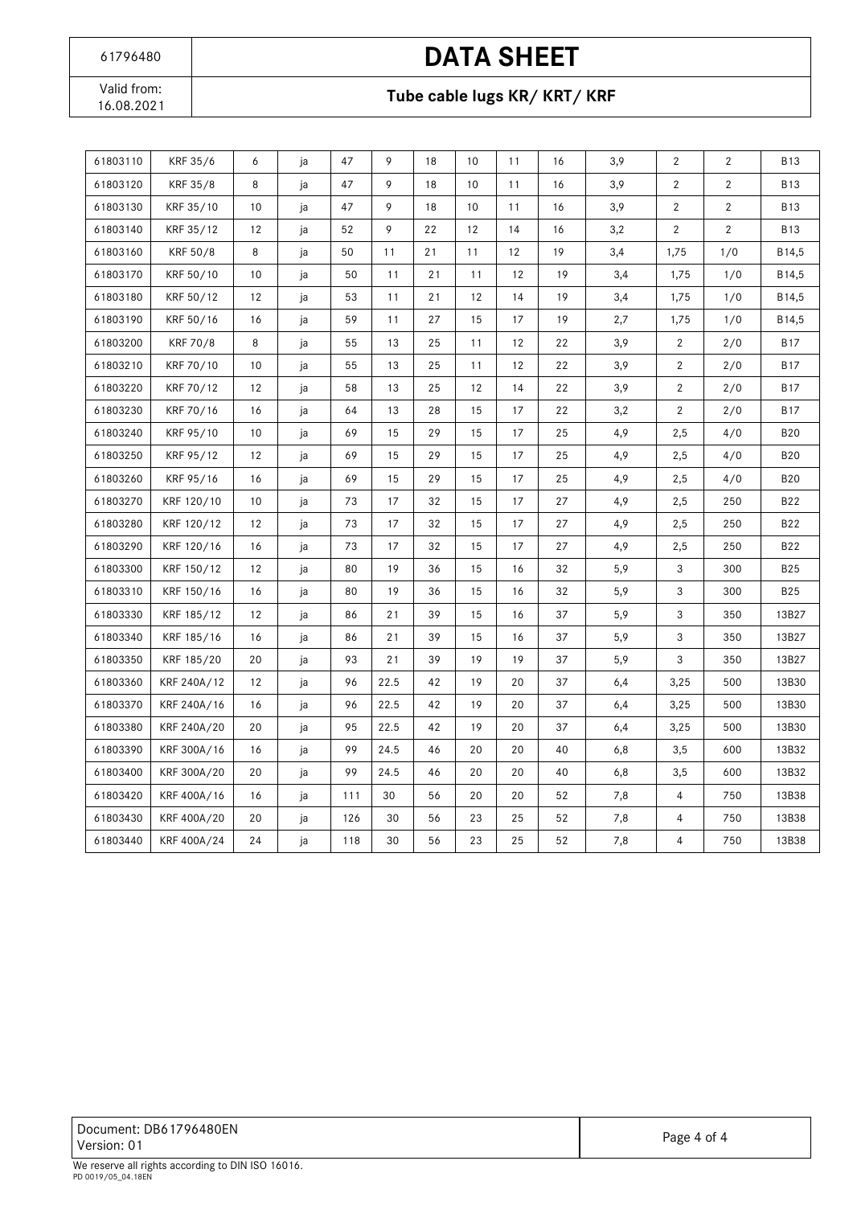| | | | | | | | | | | | | | |
|---|---|---|---|---|---|---|---|---|---|---|---|---|---|
| 61803110 | KRF 35/6 | 6 | ja | 47 | 9 | 18 | 10 | 11 | 16 | 3,9 | 2 | 2 | B13 |
| 61803120 | KRF 35/8 | 8 | ja | 47 | 9 | 18 | 10 | 11 | 16 | 3,9 | 2 | 2 | B13 |
| 61803130 | KRF 35/10 | 10 | ja | 47 | 9 | 18 | 10 | 11 | 16 | 3,9 | 2 | 2 | B13 |
| 61803140 | KRF 35/12 | 12 | ja | 52 | 9 | 22 | 12 | 14 | 16 | 3,2 | 2 | 2 | B13 |
| 61803160 | KRF 50/8 | 8 | ja | 50 | 11 | 21 | 11 | 12 | 19 | 3,4 | 1,75 | 1/0 | B14,5 |
| 61803170 | KRF 50/10 | 10 | ja | 50 | 11 | 21 | 11 | 12 | 19 | 3,4 | 1,75 | 1/0 | B14,5 |
| 61803180 | KRF 50/12 | 12 | ja | 53 | 11 | 21 | 12 | 14 | 19 | 3,4 | 1,75 | 1/0 | B14,5 |
| 61803190 | KRF 50/16 | 16 | ja | 59 | 11 | 27 | 15 | 17 | 19 | 2,7 | 1,75 | 1/0 | B14,5 |
| 61803200 | KRF 70/8 | 8 | ja | 55 | 13 | 25 | 11 | 12 | 22 | 3,9 | 2 | 2/0 | B17 |
| 61803210 | KRF 70/10 | 10 | ja | 55 | 13 | 25 | 11 | 12 | 22 | 3,9 | 2 | 2/0 | B17 |
| 61803220 | KRF 70/12 | 12 | ja | 58 | 13 | 25 | 12 | 14 | 22 | 3,9 | 2 | 2/0 | B17 |
| 61803230 | KRF 70/16 | 16 | ja | 64 | 13 | 28 | 15 | 17 | 22 | 3,2 | 2 | 2/0 | B17 |
| 61803240 | KRF 95/10 | 10 | ja | 69 | 15 | 29 | 15 | 17 | 25 | 4,9 | 2,5 | 4/0 | B20 |
| 61803250 | KRF 95/12 | 12 | ja | 69 | 15 | 29 | 15 | 17 | 25 | 4,9 | 2,5 | 4/0 | B20 |
| 61803260 | KRF 95/16 | 16 | ja | 69 | 15 | 29 | 15 | 17 | 25 | 4,9 | 2,5 | 4/0 | B20 |
| 61803270 | KRF 120/10 | 10 | ja | 73 | 17 | 32 | 15 | 17 | 27 | 4,9 | 2,5 | 250 | B22 |
| 61803280 | KRF 120/12 | 12 | ja | 73 | 17 | 32 | 15 | 17 | 27 | 4,9 | 2,5 | 250 | B22 |
| 61803290 | KRF 120/16 | 16 | ja | 73 | 17 | 32 | 15 | 17 | 27 | 4,9 | 2,5 | 250 | B22 |
| 61803300 | KRF 150/12 | 12 | ja | 80 | 19 | 36 | 15 | 16 | 32 | 5,9 | 3 | 300 | B25 |
| 61803310 | KRF 150/16 | 16 | ja | 80 | 19 | 36 | 15 | 16 | 32 | 5,9 | 3 | 300 | B25 |
| 61803330 | KRF 185/12 | 12 | ja | 86 | 21 | 39 | 15 | 16 | 37 | 5,9 | 3 | 350 | 13B27 |
| 61803340 | KRF 185/16 | 16 | ja | 86 | 21 | 39 | 15 | 16 | 37 | 5,9 | 3 | 350 | 13B27 |
| 61803350 | KRF 185/20 | 20 | ja | 93 | 21 | 39 | 19 | 19 | 37 | 5,9 | 3 | 350 | 13B27 |
| 61803360 | KRF 240A/12 | 12 | ja | 96 | 22.5 | 42 | 19 | 20 | 37 | 6,4 | 3,25 | 500 | 13B30 |
| 61803370 | KRF 240A/16 | 16 | ja | 96 | 22.5 | 42 | 19 | 20 | 37 | 6,4 | 3,25 | 500 | 13B30 |
| 61803380 | KRF 240A/20 | 20 | ja | 95 | 22.5 | 42 | 19 | 20 | 37 | 6,4 | 3,25 | 500 | 13B30 |
| 61803390 | KRF 300A/16 | 16 | ja | 99 | 24.5 | 46 | 20 | 20 | 40 | 6,8 | 3,5 | 600 | 13B32 |
| 61803400 | KRF 300A/20 | 20 | ja | 99 | 24.5 | 46 | 20 | 20 | 40 | 6,8 | 3,5 | 600 | 13B32 |
| 61803420 | KRF 400A/16 | 16 | ja | 111 | 30 | 56 | 20 | 20 | 52 | 7,8 | 4 | 750 | 13B38 |
| 61803430 | KRF 400A/20 | 20 | ja | 126 | 30 | 56 | 23 | 25 | 52 | 7,8 | 4 | 750 | 13B38 |
| 61803440 | KRF 400A/24 | 24 | ja | 118 | 30 | 56 | 23 | 25 | 52 | 7,8 | 4 | 750 | 13B38 |